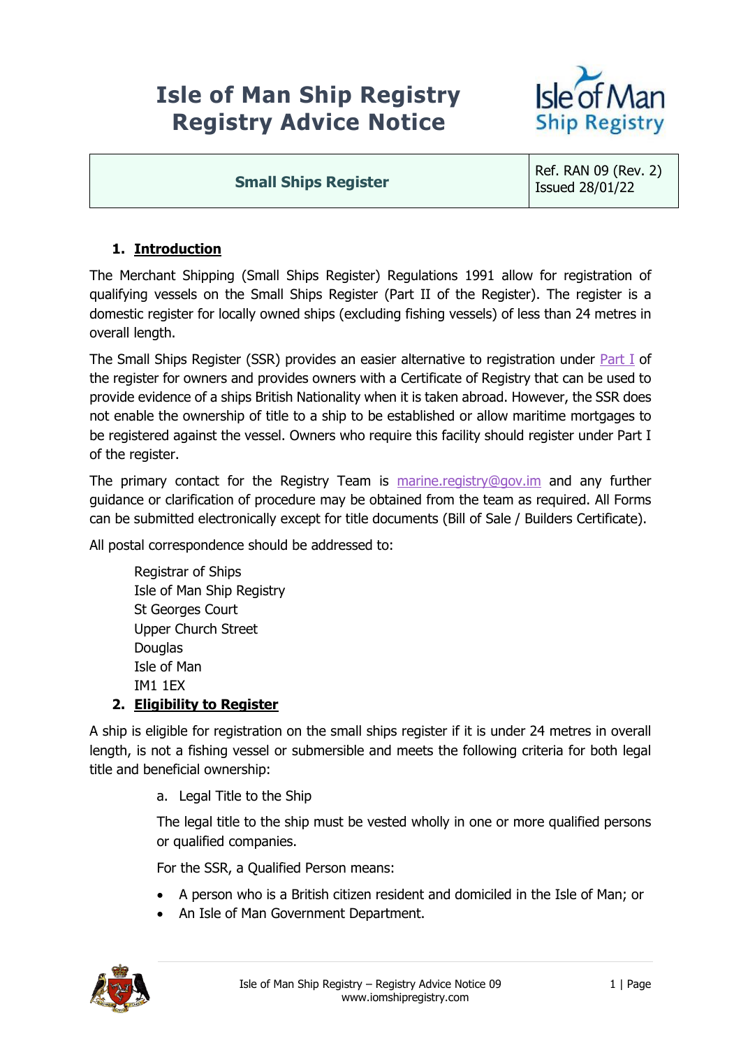# Isle of Man Ship Registry
# Registry Advice Notice

| Small Ships Register | Ref. RAN 09 (Rev. 2) Issued 28/01/22 |
| --- | --- |

## 1. Introduction

The Merchant Shipping (Small Ships Register) Regulations 1991 allow for registration of qualifying vessels on the Small Ships Register (Part II of the Register). The register is a domestic register for locally owned ships (excluding fishing vessels) of less than 24 metres in overall length.

The Small Ships Register (SSR) provides an easier alternative to registration under Part I of the register for owners and provides owners with a Certificate of Registry that can be used to provide evidence of a ships British Nationality when it is taken abroad. However, the SSR does not enable the ownership of title to a ship to be established or allow maritime mortgages to be registered against the vessel. Owners who require this facility should register under Part I of the register.

The primary contact for the Registry Team is marine.registry@gov.im and any further guidance or clarification of procedure may be obtained from the team as required. All Forms can be submitted electronically except for title documents (Bill of Sale / Builders Certificate).

All postal correspondence should be addressed to:

Registrar of Ships
Isle of Man Ship Registry
St Georges Court
Upper Church Street
Douglas
Isle of Man
IM1 1EX

## 2. Eligibility to Register

A ship is eligible for registration on the small ships register if it is under 24 metres in overall length, is not a fishing vessel or submersible and meets the following criteria for both legal title and beneficial ownership:

a. Legal Title to the Ship

The legal title to the ship must be vested wholly in one or more qualified persons or qualified companies.

For the SSR, a Qualified Person means:

- A person who is a British citizen resident and domiciled in the Isle of Man; or
- An Isle of Man Government Department.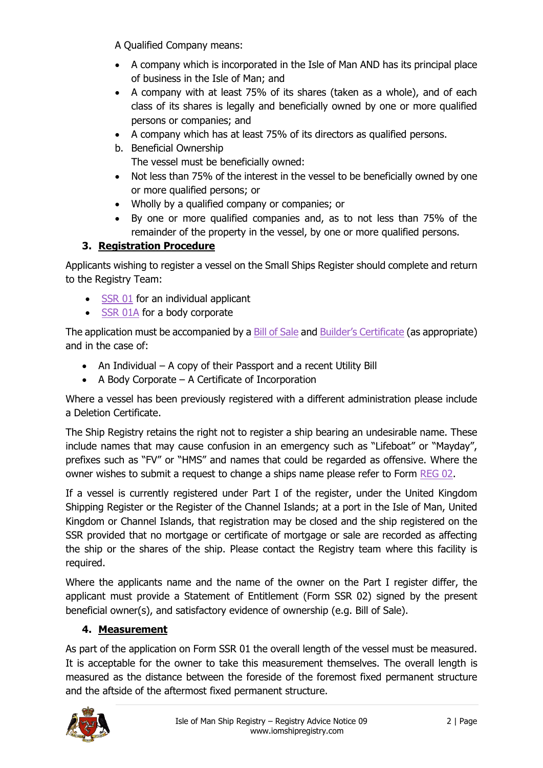A Qualified Company means:

- A company which is incorporated in the Isle of Man AND has its principal place of business in the Isle of Man; and
- A company with at least 75% of its shares (taken as a whole), and of each class of its shares is legally and beneficially owned by one or more qualified persons or companies; and
- A company which has at least 75% of its directors as qualified persons.

b. Beneficial Ownership

The vessel must be beneficially owned:

- Not less than 75% of the interest in the vessel to be beneficially owned by one or more qualified persons; or
- Wholly by a qualified company or companies; or
- By one or more qualified companies and, as to not less than 75% of the remainder of the property in the vessel, by one or more qualified persons.

## 3. Registration Procedure

Applicants wishing to register a vessel on the Small Ships Register should complete and return to the Registry Team:

- SSR 01 for an individual applicant
- SSR 01A for a body corporate

The application must be accompanied by a Bill of Sale and Builder's Certificate (as appropriate) and in the case of:

- An Individual – A copy of their Passport and a recent Utility Bill
- A Body Corporate – A Certificate of Incorporation

Where a vessel has been previously registered with a different administration please include a Deletion Certificate.

The Ship Registry retains the right not to register a ship bearing an undesirable name. These include names that may cause confusion in an emergency such as "Lifeboat" or "Mayday", prefixes such as "FV" or "HMS" and names that could be regarded as offensive. Where the owner wishes to submit a request to change a ships name please refer to Form REG 02.

If a vessel is currently registered under Part I of the register, under the United Kingdom Shipping Register or the Register of the Channel Islands; at a port in the Isle of Man, United Kingdom or Channel Islands, that registration may be closed and the ship registered on the SSR provided that no mortgage or certificate of mortgage or sale are recorded as affecting the ship or the shares of the ship. Please contact the Registry team where this facility is required.

Where the applicants name and the name of the owner on the Part I register differ, the applicant must provide a Statement of Entitlement (Form SSR 02) signed by the present beneficial owner(s), and satisfactory evidence of ownership (e.g. Bill of Sale).

## 4. Measurement

As part of the application on Form SSR 01 the overall length of the vessel must be measured. It is acceptable for the owner to take this measurement themselves. The overall length is measured as the distance between the foreside of the foremost fixed permanent structure and the aftside of the aftermost fixed permanent structure.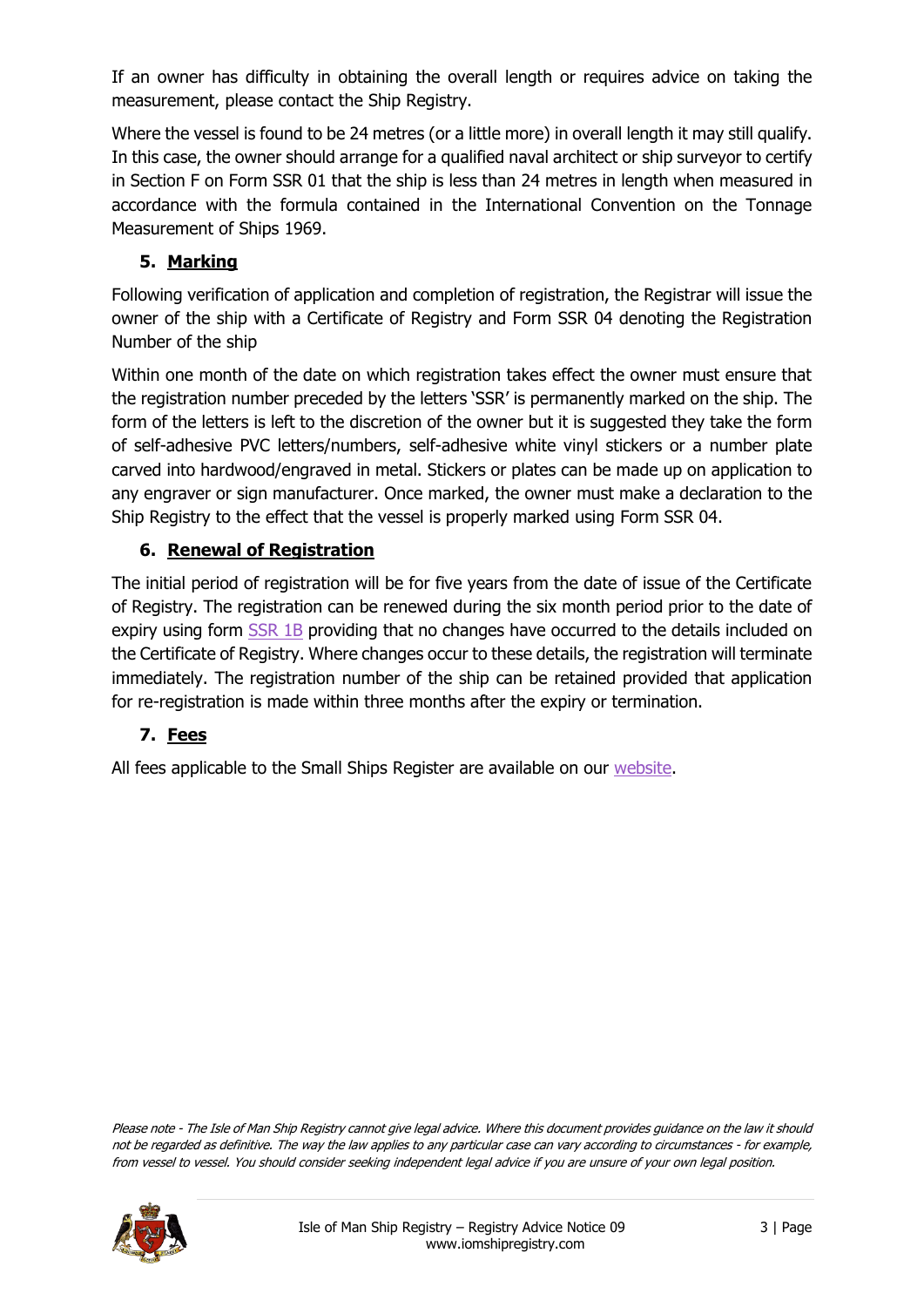If an owner has difficulty in obtaining the overall length or requires advice on taking the measurement, please contact the Ship Registry.

Where the vessel is found to be 24 metres (or a little more) in overall length it may still qualify. In this case, the owner should arrange for a qualified naval architect or ship surveyor to certify in Section F on Form SSR 01 that the ship is less than 24 metres in length when measured in accordance with the formula contained in the International Convention on the Tonnage Measurement of Ships 1969.

## 5. Marking

Following verification of application and completion of registration, the Registrar will issue the owner of the ship with a Certificate of Registry and Form SSR 04 denoting the Registration Number of the ship

Within one month of the date on which registration takes effect the owner must ensure that the registration number preceded by the letters 'SSR' is permanently marked on the ship. The form of the letters is left to the discretion of the owner but it is suggested they take the form of self-adhesive PVC letters/numbers, self-adhesive white vinyl stickers or a number plate carved into hardwood/engraved in metal. Stickers or plates can be made up on application to any engraver or sign manufacturer. Once marked, the owner must make a declaration to the Ship Registry to the effect that the vessel is properly marked using Form SSR 04.

## 6. Renewal of Registration

The initial period of registration will be for five years from the date of issue of the Certificate of Registry. The registration can be renewed during the six month period prior to the date of expiry using form SSR 1B providing that no changes have occurred to the details included on the Certificate of Registry. Where changes occur to these details, the registration will terminate immediately. The registration number of the ship can be retained provided that application for re-registration is made within three months after the expiry or termination.

## 7. Fees

All fees applicable to the Small Ships Register are available on our website.

*Please note - The Isle of Man Ship Registry cannot give legal advice. Where this document provides guidance on the law it should not be regarded as definitive. The way the law applies to any particular case can vary according to circumstances - for example, from vessel to vessel. You should consider seeking independent legal advice if you are unsure of your own legal position.*